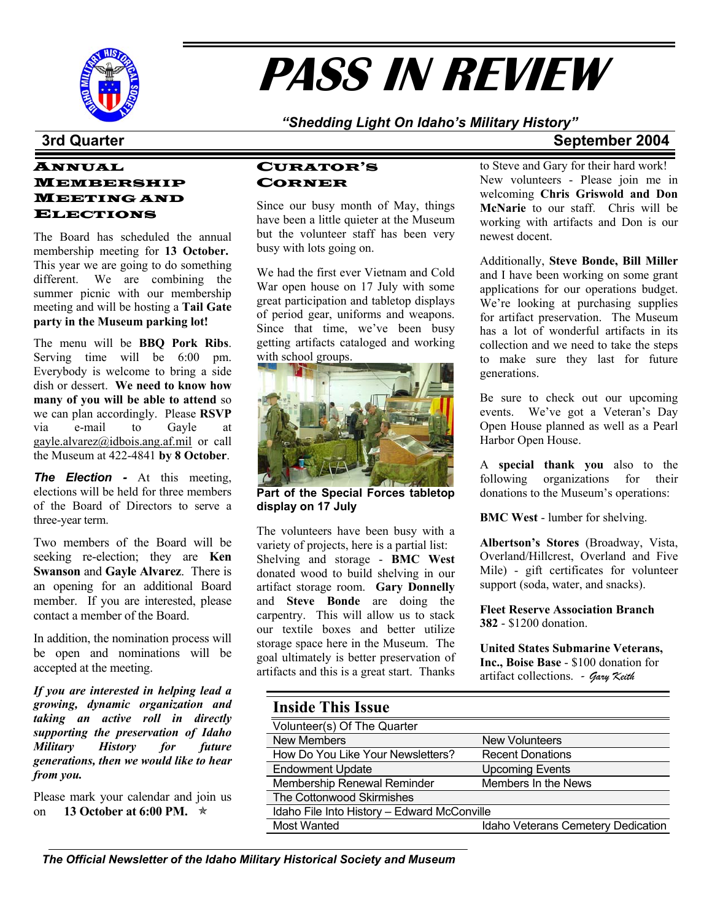# PASS IN REVIEW

*"Shedding Light On Idaho's Military History"*

**3rd Quarter** **September 2004**

## Annual Membership Meeting and Elections

The Board has scheduled the annual membership meeting for **13 October.** This year we are going to do something different. We are combining the summer picnic with our membership meeting and will be hosting a **Tail Gate party in the Museum parking lot!**

The menu will be **BBQ Pork Ribs**. Serving time will be 6:00 pm. Everybody is welcome to bring a side dish or dessert. **We need to know how many of you will be able to attend** so we can plan accordingly. Please **RSVP** via e-mail to Gayle at gayle.alvarez@idbois.ang.af.mil or call the Museum at 422-4841 **by 8 October**.

***The Election -*** At this meeting, elections will be held for three members of the Board of Directors to serve a three-year term.

Two members of the Board will be seeking re-election; they are **Ken Swanson** and **Gayle Alvarez**. There is an opening for an additional Board member. If you are interested, please contact a member of the Board.

In addition, the nomination process will be open and nominations will be accepted at the meeting.

***If you are interested in helping lead a growing, dynamic organization and taking an active roll in directly supporting the preservation of Idaho Military History for future generations, then we would like to hear from you.***

Please mark your calendar and join us on **13 October at 6:00 PM.** ✯

## Curator's Corner

Since our busy month of May, things have been a little quieter at the Museum but the volunteer staff has been very busy with lots going on.

We had the first ever Vietnam and Cold War open house on 17 July with some great participation and tabletop displays of period gear, uniforms and weapons. Since that time, we've been busy getting artifacts cataloged and working with school groups.

**Part of the Special Forces tabletop display on 17 July**

The volunteers have been busy with a variety of projects, here is a partial list: Shelving and storage - **BMC West** donated wood to build shelving in our artifact storage room. **Gary Donnelly** and **Steve Bonde** are doing the carpentry. This will allow us to stack our textile boxes and better utilize storage space here in the Museum. The goal ultimately is better preservation of artifacts and this is a great start. Thanks to Steve and Gary for their hard work!

New volunteers - Please join me in welcoming **Chris Griswold and Don McNarie** to our staff. Chris will be working with artifacts and Don is our newest docent.

Additionally, **Steve Bonde, Bill Miller** and I have been working on some grant applications for our operations budget. We're looking at purchasing supplies for artifact preservation. The Museum has a lot of wonderful artifacts in its collection and we need to take the steps to make sure they last for future generations.

Be sure to check out our upcoming events. We've got a Veteran's Day Open House planned as well as a Pearl Harbor Open House.

A **special thank you** also to the following organizations for their donations to the Museum's operations:

**BMC West** - lumber for shelving.

**Albertson's Stores** (Broadway, Vista, Overland/Hillcrest, Overland and Five Mile) - gift certificates for volunteer support (soda, water, and snacks).

**Fleet Reserve Association Branch 382** - $1200 donation.

**United States Submarine Veterans, Inc., Boise Base** - $100 donation for artifact collections. *- Gary Keith*

## Inside This Issue

| | |
|---|---|
| Volunteer(s) Of The Quarter | |
| New Members | New Volunteers |
| How Do You Like Your Newsletters? | Recent Donations |
| Endowment Update | Upcoming Events |
| Membership Renewal Reminder | Members In the News |
| The Cottonwood Skirmishes | |
| Idaho File Into History – Edward McConville | |
| Most Wanted | Idaho Veterans Cemetery Dedication |

*The Official Newsletter of the Idaho Military Historical Society and Museum*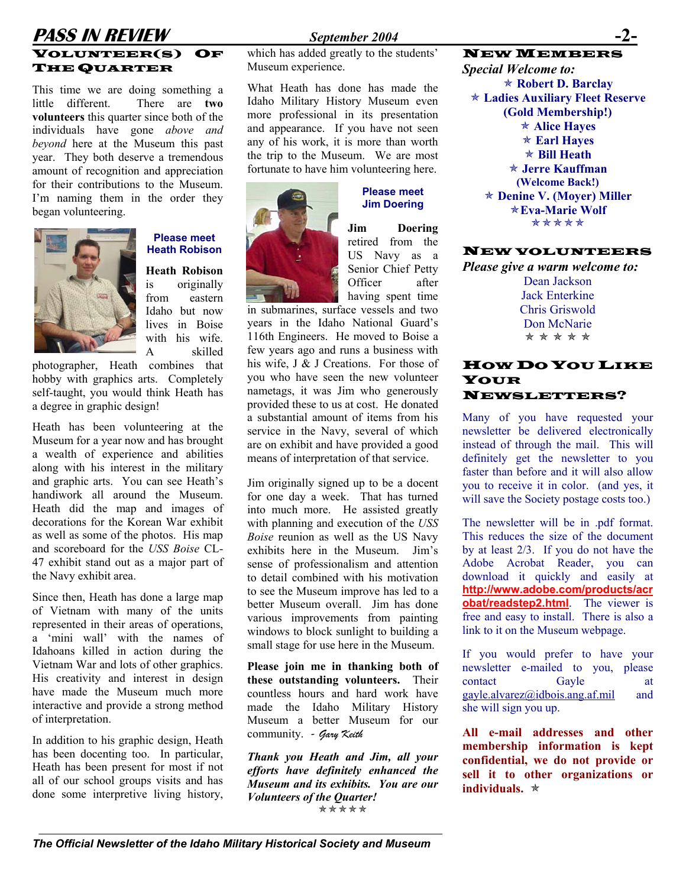## Volunteer(s) of the Quarter

This time we are doing something a little different. There are **two volunteers** this quarter since both of the individuals have gone *above and beyond* here at the Museum this past year. They both deserve a tremendous amount of recognition and appreciation for their contributions to the Museum. I'm naming them in the order they began volunteering.

### Please meet Heath Robison

**Heath Robison** is originally from eastern Idaho but now lives in Boise with his wife. A skilled photographer, Heath combines that hobby with graphics arts. Completely self-taught, you would think Heath has a degree in graphic design!

Heath has been volunteering at the Museum for a year now and has brought a wealth of experience and abilities along with his interest in the military and graphic arts. You can see Heath's handiwork all around the Museum. Heath did the map and images of decorations for the Korean War exhibit as well as some of the photos. His map and scoreboard for the *USS Boise* CL-47 exhibit stand out as a major part of the Navy exhibit area.

Since then, Heath has done a large map of Vietnam with many of the units represented in their areas of operations, a 'mini wall' with the names of Idahoans killed in action during the Vietnam War and lots of other graphics. His creativity and interest in design have made the Museum much more interactive and provide a strong method of interpretation.

In addition to his graphic design, Heath has been docenting too. In particular, Heath has been present for most if not all of our school groups visits and has done some interpretive living history, which has added greatly to the students' Museum experience.

What Heath has done has made the Idaho Military History Museum even more professional in its presentation and appearance. If you have not seen any of his work, it is more than worth the trip to the Museum. We are most fortunate to have him volunteering here.

### Please meet Jim Doering

**Jim Doering** retired from the US Navy as a Senior Chief Petty Officer after having spent time in submarines, surface vessels and two years in the Idaho National Guard's 116th Engineers. He moved to Boise a few years ago and runs a business with his wife, J & J Creations. For those of you who have seen the new volunteer nametags, it was Jim who generously provided these to us at cost. He donated a substantial amount of items from his service in the Navy, several of which are on exhibit and have provided a good means of interpretation of that service.

Jim originally signed up to be a docent for one day a week. That has turned into much more. He assisted greatly with planning and execution of the *USS Boise* reunion as well as the US Navy exhibits here in the Museum. Jim's sense of professionalism and attention to detail combined with his motivation to see the Museum improve has led to a better Museum overall. Jim has done various improvements from painting windows to block sunlight to building a small stage for use here in the Museum.

**Please join me in thanking both of these outstanding volunteers.** Their countless hours and hard work have made the Idaho Military History Museum a better Museum for our community. *- Gary Keith*

***Thank you Heath and Jim, all your efforts have definitely enhanced the Museum and its exhibits. You are our Volunteers of the Quarter!***

✯✯✯✯✯

## New Members

***Special Welcome to:***

✯ **Robert D. Barclay**
✯ **Ladies Auxiliary Fleet Reserve (Gold Membership!)**
✯ **Alice Hayes**
✯ **Earl Hayes**
✯ **Bill Heath**
✯ **Jerre Kauffman (Welcome Back!)**
✯ **Denine V. (Moyer) Miller**
✯ **Eva-Marie Wolf**

✯✯✯✯✯

## New Volunteers

***Please give a warm welcome to:***

Dean Jackson
Jack Enterkine
Chris Griswold
Don McNarie

✯✯✯✯✯

## How Do You Like Your Newsletters?

Many of you have requested your newsletter be delivered electronically instead of through the mail. This will definitely get the newsletter to you faster than before and it will also allow you to receive it in color. (and yes, it will save the Society postage costs too.)

The newsletter will be in .pdf format. This reduces the size of the document by at least 2/3. If you do not have the Adobe Acrobat Reader, you can download it quickly and easily at **http://www.adobe.com/products/acrobat/readstep2.html**. The viewer is free and easy to install. There is also a link to it on the Museum webpage.

If you would prefer to have your newsletter e-mailed to you, please contact Gayle at gayle.alvarez@idbois.ang.af.mil and she will sign you up.

**All e-mail addresses and other membership information is kept confidential, we do not provide or sell it to other organizations or individuals.** ✯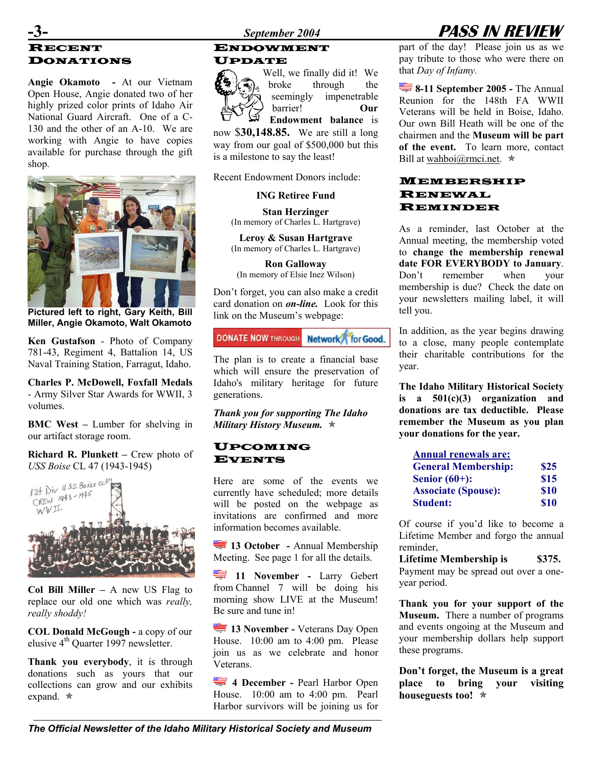## Recent Donations

**Angie Okamoto** - At our Vietnam Open House, Angie donated two of her highly prized color prints of Idaho Air National Guard Aircraft. One of a C-130 and the other of an A-10. We are working with Angie to have copies available for purchase through the gift shop.

**Pictured left to right, Gary Keith, Bill Miller, Angie Okamoto, Walt Okamoto**

**Ken Gustafson** - Photo of Company 781-43, Regiment 4, Battalion 14, US Naval Training Station, Farragut, Idaho.

**Charles P. McDowell, Foxfall Medals** - Army Silver Star Awards for WWII, 3 volumes.

**BMC West** – Lumber for shelving in our artifact storage room.

**Richard R. Plunkett** – Crew photo of *USS Boise* CL 47 (1943-1945)

**Col Bill Miller** – A new US Flag to replace our old one which was *really, really shoddy!*

**COL Donald McGough** - a copy of our elusive 4th Quarter 1997 newsletter.

**Thank you everybody**, it is through donations such as yours that our collections can grow and our exhibits expand. ✯

## Endowment Update

Well, we finally did it! We broke through the seemingly impenetrable barrier! **Our Endowment balance** is now $**30,148.85.** We are still a long way from our goal of $500,000 but this is a milestone to say the least!

Recent Endowment Donors include:

**ING Retiree Fund**

**Stan Herzinger**
(In memory of Charles L. Hartgrave)

**Leroy & Susan Hartgrave**
(In memory of Charles L. Hartgrave)

**Ron Galloway**
(In memory of Elsie Inez Wilson)

Don't forget, you can also make a credit card donation on ***on-line.*** Look for this link on the Museum's webpage:

DONATE NOW THROUGH Network for Good.

The plan is to create a financial base which will ensure the preservation of Idaho's military heritage for future generations.

***Thank you for supporting The Idaho Military History Museum.*** ✯

## Upcoming Events

Here are some of the events we currently have scheduled; more details will be posted on the webpage as invitations are confirmed and more information becomes available.

**13 October** - Annual Membership Meeting. See page 1 for all the details.

**11 November** - Larry Gebert from Channel 7 will be doing his morning show LIVE at the Museum! Be sure and tune in!

**13 November -** Veterans Day Open House. 10:00 am to 4:00 pm. Please join us as we celebrate and honor Veterans.

**4 December -** Pearl Harbor Open House. 10:00 am to 4:00 pm. Pearl Harbor survivors will be joining us for part of the day! Please join us as we pay tribute to those who were there on that *Day of Infamy.*

**8-11 September 2005 -** The Annual Reunion for the 148th FA WWII Veterans will be held in Boise, Idaho. Our own Bill Heath will be one of the chairmen and the **Museum will be part of the event.** To learn more, contact Bill at wahboi@rmci.net. ✯

## Membership Renewal Reminder

As a reminder, last October at the Annual meeting, the membership voted to **change the membership renewal date FOR EVERYBODY to January**. Don't remember when your membership is due? Check the date on your newsletters mailing label, it will tell you.

In addition, as the year begins drawing to a close, many people contemplate their charitable contributions for the year.

**The Idaho Military Historical Society is a 501(c)(3) organization and donations are tax deductible. Please remember the Museum as you plan your donations for the year.**

| Annual renewals are: | |
|---|---|
| General Membership: | $25 |
| Senior (60+): | $15 |
| Associate (Spouse): | $10 |
| Student: | $10 |

Of course if you'd like to become a Lifetime Member and forgo the annual reminder,
**Lifetime Membership is $375.**
Payment may be spread out over a one-year period.

**Thank you for your support of the Museum.** There a number of programs and events ongoing at the Museum and your membership dollars help support these programs.

**Don't forget, the Museum is a great place to bring your visiting houseguests too!** ✯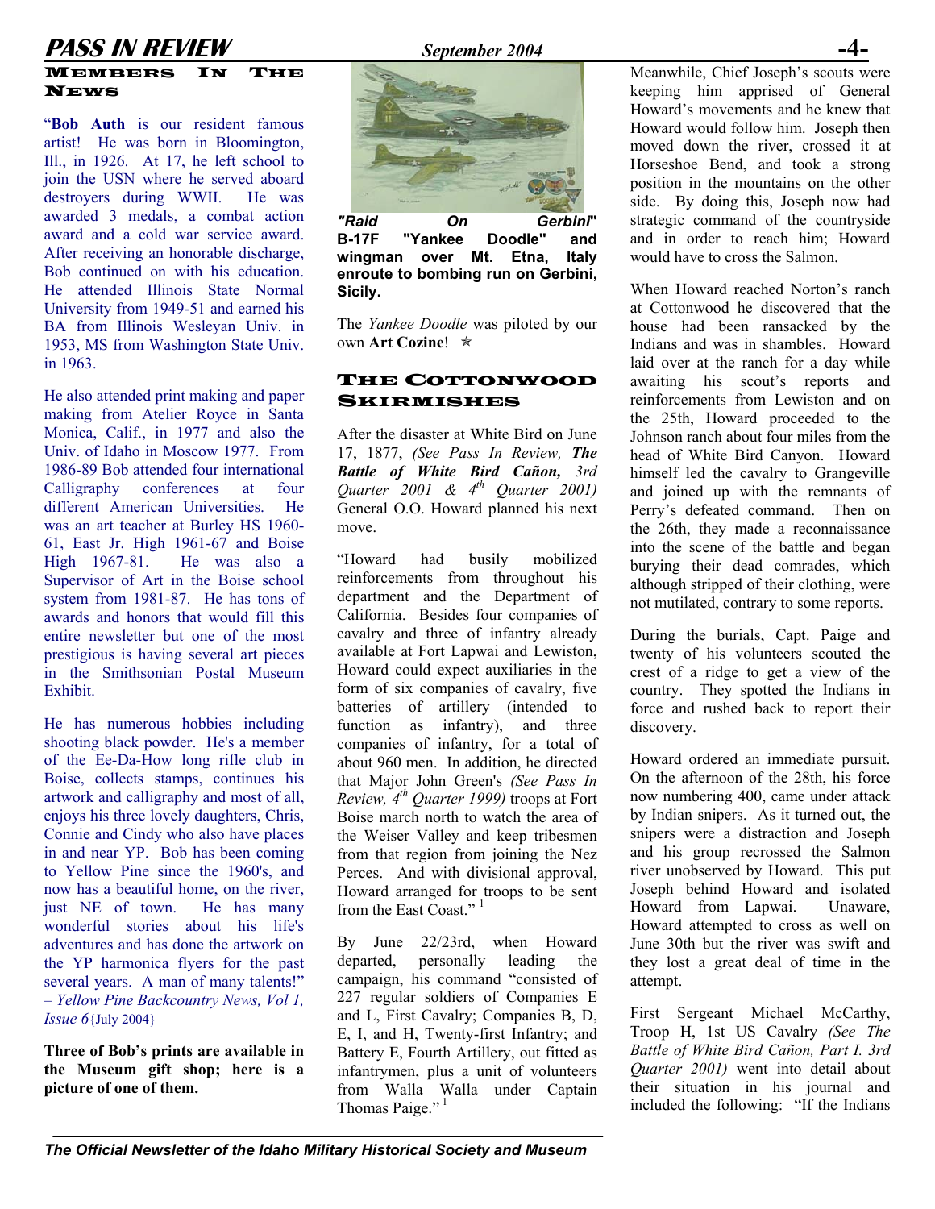## Members In The News

"**Bob Auth** is our resident famous artist! He was born in Bloomington, Ill., in 1926. At 17, he left school to join the USN where he served aboard destroyers during WWII. He was awarded 3 medals, a combat action award and a cold war service award. After receiving an honorable discharge, Bob continued on with his education. He attended Illinois State Normal University from 1949-51 and earned his BA from Illinois Wesleyan Univ. in 1953, MS from Washington State Univ. in 1963.

He also attended print making and paper making from Atelier Royce in Santa Monica, Calif., in 1977 and also the Univ. of Idaho in Moscow 1977. From 1986-89 Bob attended four international Calligraphy conferences at four different American Universities. He was an art teacher at Burley HS 1960-61, East Jr. High 1961-67 and Boise High 1967-81. He was also a Supervisor of Art in the Boise school system from 1981-87. He has tons of awards and honors that would fill this entire newsletter but one of the most prestigious is having several art pieces in the Smithsonian Postal Museum Exhibit.

He has numerous hobbies including shooting black powder. He's a member of the Ee-Da-How long rifle club in Boise, collects stamps, continues his artwork and calligraphy and most of all, enjoys his three lovely daughters, Chris, Connie and Cindy who also have places in and near YP. Bob has been coming to Yellow Pine since the 1960's, and now has a beautiful home, on the river, just NE of town. He has many wonderful stories about his life's adventures and has done the artwork on the YP harmonica flyers for the past several years. A man of many talents!" – *Yellow Pine Backcountry News, Vol 1, Issue 6* {July 2004}

**Three of Bob's prints are available in the Museum gift shop; here is a picture of one of them.**

***"Raid On Gerbini"* B-17F "Yankee Doodle" and wingman over Mt. Etna, Italy enroute to bombing run on Gerbini, Sicily.**

The *Yankee Doodle* was piloted by our own **Art Cozine**! ✯

## The Cottonwood Skirmishes

After the disaster at White Bird on June 17, 1877, *(See Pass In Review,* ***The Battle of White Bird Cañon****, 3rd Quarter 2001 & 4th Quarter 2001)* General O.O. Howard planned his next move.

"Howard had busily mobilized reinforcements from throughout his department and the Department of California. Besides four companies of cavalry and three of infantry already available at Fort Lapwai and Lewiston, Howard could expect auxiliaries in the form of six companies of cavalry, five batteries of artillery (intended to function as infantry), and three companies of infantry, for a total of about 960 men. In addition, he directed that Major John Green's *(See Pass In Review, 4th Quarter 1999)* troops at Fort Boise march north to watch the area of the Weiser Valley and keep tribesmen from that region from joining the Nez Perces. And with divisional approval, Howard arranged for troops to be sent from the East Coast."[1]

By June 22/23rd, when Howard departed, personally leading the campaign, his command "consisted of 227 regular soldiers of Companies E and L, First Cavalry; Companies B, D, E, I, and H, Twenty-first Infantry; and Battery E, Fourth Artillery, out fitted as infantrymen, plus a unit of volunteers from Walla Walla under Captain Thomas Paige."[1]

Meanwhile, Chief Joseph's scouts were keeping him apprised of General Howard's movements and he knew that Howard would follow him. Joseph then moved down the river, crossed it at Horseshoe Bend, and took a strong position in the mountains on the other side. By doing this, Joseph now had strategic command of the countryside and in order to reach him; Howard would have to cross the Salmon.

When Howard reached Norton's ranch at Cottonwood he discovered that the house had been ransacked by the Indians and was in shambles. Howard laid over at the ranch for a day while awaiting his scout's reports and reinforcements from Lewiston and on the 25th, Howard proceeded to the Johnson ranch about four miles from the head of White Bird Canyon. Howard himself led the cavalry to Grangeville and joined up with the remnants of Perry's defeated command. Then on the 26th, they made a reconnaissance into the scene of the battle and began burying their dead comrades, which although stripped of their clothing, were not mutilated, contrary to some reports.

During the burials, Capt. Paige and twenty of his volunteers scouted the crest of a ridge to get a view of the country. They spotted the Indians in force and rushed back to report their discovery.

Howard ordered an immediate pursuit. On the afternoon of the 28th, his force now numbering 400, came under attack by Indian snipers. As it turned out, the snipers were a distraction and Joseph and his group recrossed the Salmon river unobserved by Howard. This put Joseph behind Howard and isolated Howard from Lapwai. Unaware, Howard attempted to cross as well on June 30th but the river was swift and they lost a great deal of time in the attempt.

First Sergeant Michael McCarthy, Troop H, 1st US Cavalry *(See The Battle of White Bird Cañon, Part I. 3rd Quarter 2001)* went into detail about their situation in his journal and included the following: "If the Indians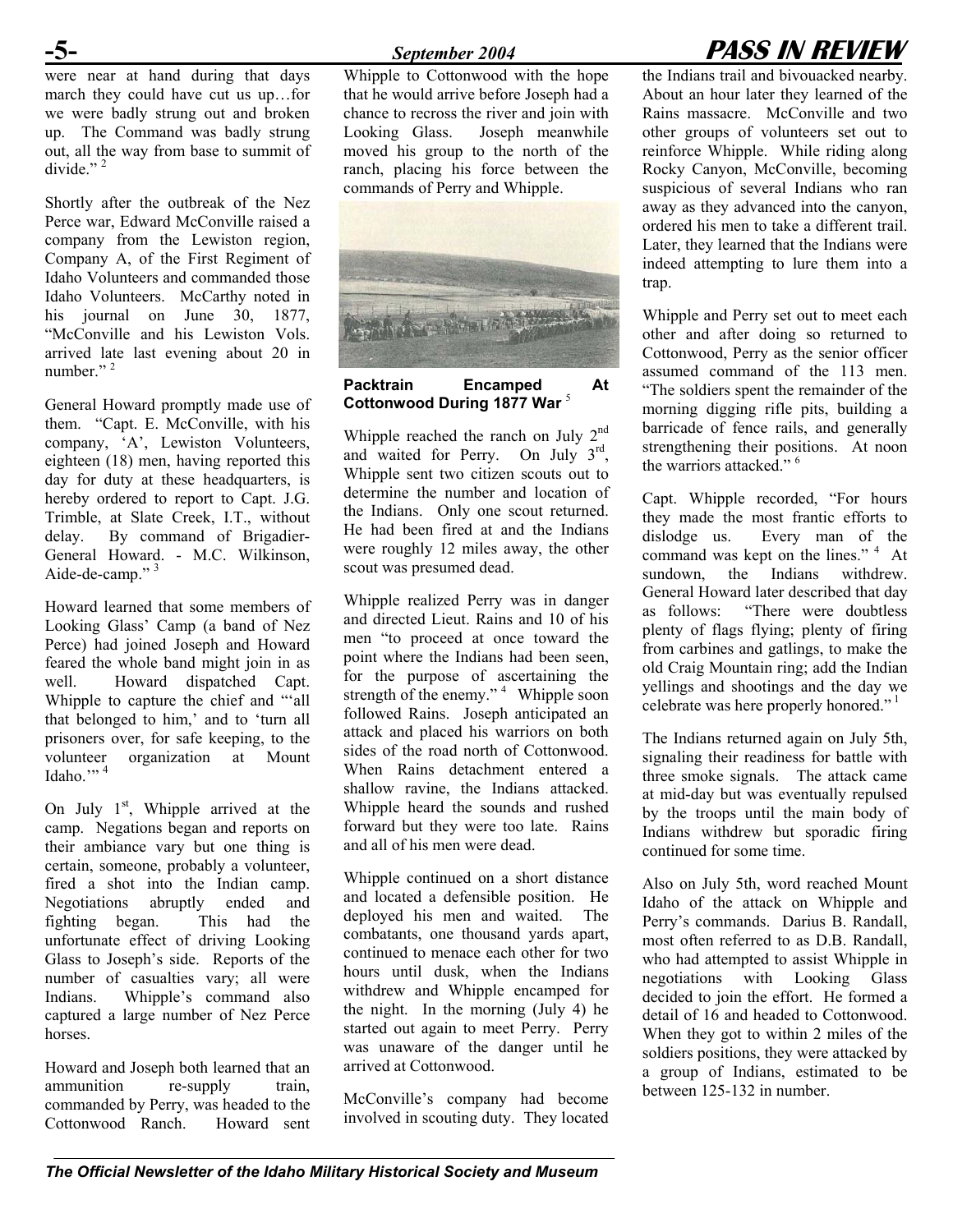were near at hand during that days march they could have cut us up…for we were badly strung out and broken up. The Command was badly strung out, all the way from base to summit of divide." [2]

Shortly after the outbreak of the Nez Perce war, Edward McConville raised a company from the Lewiston region, Company A, of the First Regiment of Idaho Volunteers and commanded those Idaho Volunteers. McCarthy noted in his journal on June 30, 1877, "McConville and his Lewiston Vols. arrived late last evening about 20 in number." [2]

General Howard promptly made use of them. "Capt. E. McConville, with his company, 'A', Lewiston Volunteers, eighteen (18) men, having reported this day for duty at these headquarters, is hereby ordered to report to Capt. J.G. Trimble, at Slate Creek, I.T., without delay. By command of Brigadier-General Howard. - M.C. Wilkinson, Aide-de-camp." [3]

Howard learned that some members of Looking Glass' Camp (a band of Nez Perce) had joined Joseph and Howard feared the whole band might join in as well. Howard dispatched Capt. Whipple to capture the chief and "'all that belonged to him,' and to 'turn all prisoners over, for safe keeping, to the volunteer organization at Mount Idaho.'" [4]

On July 1st, Whipple arrived at the camp. Negations began and reports on their ambiance vary but one thing is certain, someone, probably a volunteer, fired a shot into the Indian camp. Negotiations abruptly ended and fighting began. This had the unfortunate effect of driving Looking Glass to Joseph's side. Reports of the number of casualties vary; all were Indians. Whipple's command also captured a large number of Nez Perce horses.

Howard and Joseph both learned that an ammunition re-supply train, commanded by Perry, was headed to the Cottonwood Ranch. Howard sent Whipple to Cottonwood with the hope that he would arrive before Joseph had a chance to recross the river and join with Looking Glass. Joseph meanwhile moved his group to the north of the ranch, placing his force between the commands of Perry and Whipple.

**Packtrain Encamped At Cottonwood During 1877 War** [5]

Whipple reached the ranch on July 2nd and waited for Perry. On July 3rd, Whipple sent two citizen scouts out to determine the number and location of the Indians. Only one scout returned. He had been fired at and the Indians were roughly 12 miles away, the other scout was presumed dead.

Whipple realized Perry was in danger and directed Lieut. Rains and 10 of his men "to proceed at once toward the point where the Indians had been seen, for the purpose of ascertaining the strength of the enemy." [4] Whipple soon followed Rains. Joseph anticipated an attack and placed his warriors on both sides of the road north of Cottonwood. When Rains detachment entered a shallow ravine, the Indians attacked. Whipple heard the sounds and rushed forward but they were too late. Rains and all of his men were dead.

Whipple continued on a short distance and located a defensible position. He deployed his men and waited. The combatants, one thousand yards apart, continued to menace each other for two hours until dusk, when the Indians withdrew and Whipple encamped for the night. In the morning (July 4) he started out again to meet Perry. Perry was unaware of the danger until he arrived at Cottonwood.

McConville's company had become involved in scouting duty. They located the Indians trail and bivouacked nearby. About an hour later they learned of the Rains massacre. McConville and two other groups of volunteers set out to reinforce Whipple. While riding along Rocky Canyon, McConville, becoming suspicious of several Indians who ran away as they advanced into the canyon, ordered his men to take a different trail. Later, they learned that the Indians were indeed attempting to lure them into a trap.

Whipple and Perry set out to meet each other and after doing so returned to Cottonwood, Perry as the senior officer assumed command of the 113 men. "The soldiers spent the remainder of the morning digging rifle pits, building a barricade of fence rails, and generally strengthening their positions. At noon the warriors attacked." [6]

Capt. Whipple recorded, "For hours they made the most frantic efforts to dislodge us. Every man of the command was kept on the lines." [4] At sundown, the Indians withdrew. General Howard later described that day as follows: "There were doubtless plenty of flags flying; plenty of firing from carbines and gatlings, to make the old Craig Mountain ring; add the Indian yellings and shootings and the day we celebrate was here properly honored." [1]

The Indians returned again on July 5th, signaling their readiness for battle with three smoke signals. The attack came at mid-day but was eventually repulsed by the troops until the main body of Indians withdrew but sporadic firing continued for some time.

Also on July 5th, word reached Mount Idaho of the attack on Whipple and Perry's commands. Darius B. Randall, most often referred to as D.B. Randall, who had attempted to assist Whipple in negotiations with Looking Glass decided to join the effort. He formed a detail of 16 and headed to Cottonwood. When they got to within 2 miles of the soldiers positions, they were attacked by a group of Indians, estimated to be between 125-132 in number.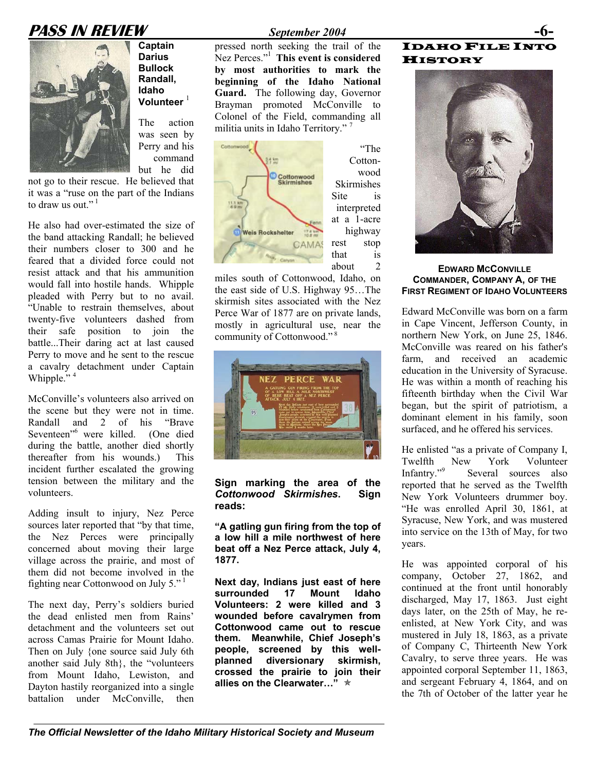**Captain Darius Bullock Randall, Idaho Volunteer** [1]

The action was seen by Perry and his command but he did not go to their rescue. He believed that it was a "ruse on the part of the Indians to draw us out." [1]

He also had over-estimated the size of the band attacking Randall; he believed their numbers closer to 300 and he feared that a divided force could not resist attack and that his ammunition would fall into hostile hands. Whipple pleaded with Perry but to no avail. "Unable to restrain themselves, about twenty-five volunteers dashed from their safe position to join the battle...Their daring act at last caused Perry to move and he sent to the rescue a cavalry detachment under Captain Whipple." [4]

McConville's volunteers also arrived on the scene but they were not in time. Randall and 2 of his "Brave Seventeen"[6] were killed. (One died during the battle, another died shortly thereafter from his wounds.) This incident further escalated the growing tension between the military and the volunteers.

Adding insult to injury, Nez Perce sources later reported that "by that time, the Nez Perces were principally concerned about moving their large village across the prairie, and most of them did not become involved in the fighting near Cottonwood on July 5." [1]

The next day, Perry's soldiers buried the dead enlisted men from Rains' detachment and the volunteers set out across Camas Prairie for Mount Idaho. Then on July {one source said July 6th another said July 8th}, the "volunteers from Mount Idaho, Lewiston, and Dayton hastily reorganized into a single battalion under McConville, then pressed north seeking the trail of the Nez Perces."[1] **This event is considered by most authorities to mark the beginning of the Idaho National Guard.** The following day, Governor Brayman promoted McConville to Colonel of the Field, commanding all militia units in Idaho Territory." [7]

"The Cottonwood Skirmishes Site is interpreted at a 1-acre highway rest stop that is about 2 miles south of Cottonwood, Idaho, on the east side of U.S. Highway 95…The skirmish sites associated with the Nez Perce War of 1877 are on private lands, mostly in agricultural use, near the community of Cottonwood." [8]

**Sign marking the area of the *Cottonwood Skirmishes*. Sign reads:**

**"A gatling gun firing from the top of a low hill a mile northwest of here beat off a Nez Perce attack, July 4, 1877.**

**Next day, Indians just east of here surrounded 17 Mount Idaho Volunteers: 2 were killed and 3 wounded before cavalrymen from Cottonwood came out to rescue them. Meanwhile, Chief Joseph's people, screened by this well-planned diversionary skirmish, crossed the prairie to join their allies on the Clearwater…"** ✯

## Idaho File Into History

**EDWARD MCCONVILLE**
**COMMANDER, COMPANY A, OF THE FIRST REGIMENT OF IDAHO VOLUNTEERS**

Edward McConville was born on a farm in Cape Vincent, Jefferson County, in northern New York, on June 25, 1846. McConville was reared on his father's farm, and received an academic education in the University of Syracuse. He was within a month of reaching his fifteenth birthday when the Civil War began, but the spirit of patriotism, a dominant element in his family, soon surfaced, and he offered his services.

He enlisted "as a private of Company I, Twelfth New York Volunteer Infantry."[9] Several sources also reported that he served as the Twelfth New York Volunteers drummer boy. "He was enrolled April 30, 1861, at Syracuse, New York, and was mustered into service on the 13th of May, for two years.

He was appointed corporal of his company, October 27, 1862, and continued at the front until honorably discharged, May 17, 1863. Just eight days later, on the 25th of May, he re-enlisted, at New York City, and was mustered in July 18, 1863, as a private of Company C, Thirteenth New York Cavalry, to serve three years. He was appointed corporal September 11, 1863, and sergeant February 4, 1864, and on the 7th of October of the latter year he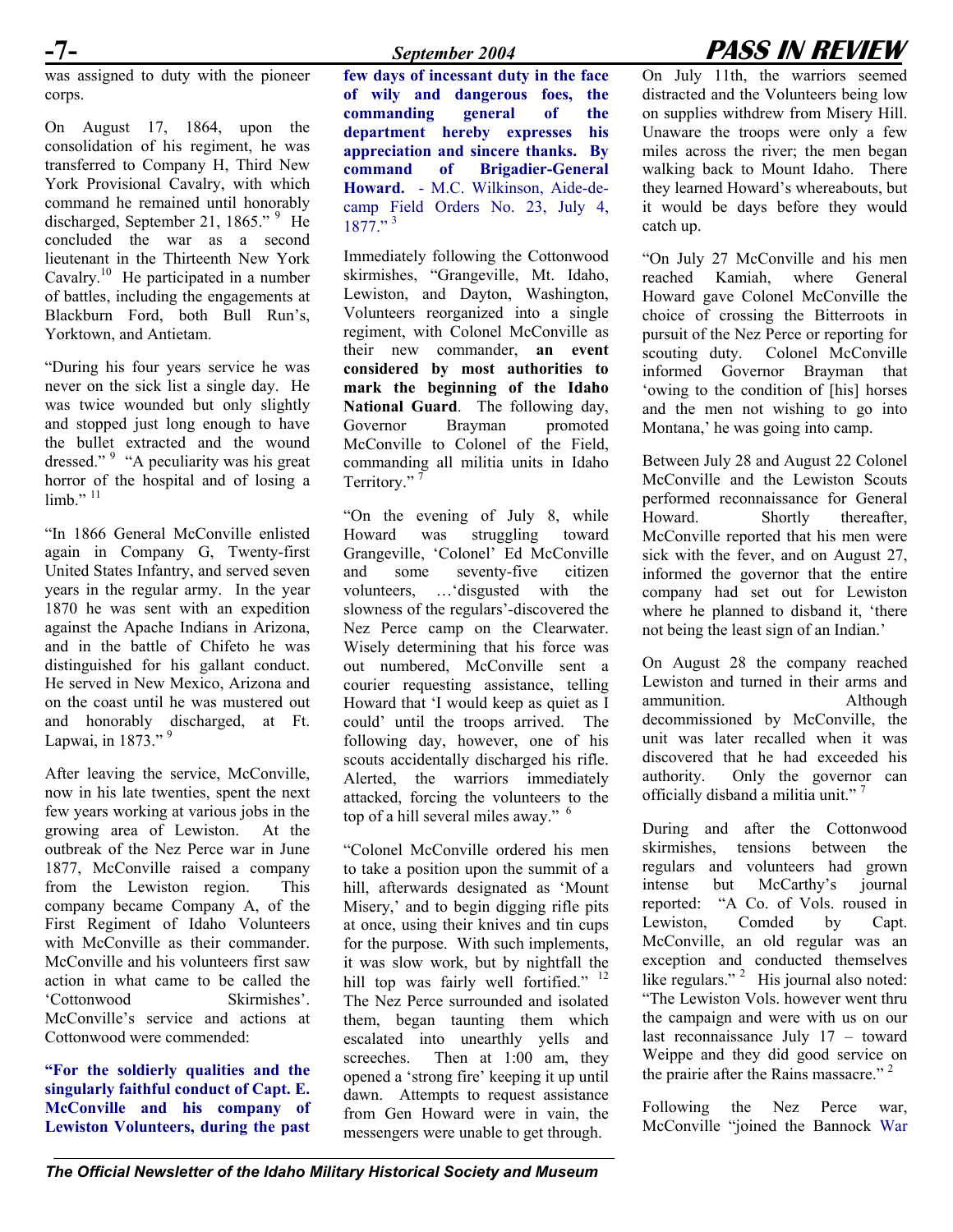was assigned to duty with the pioneer corps.

On August 17, 1864, upon the consolidation of his regiment, he was transferred to Company H, Third New York Provisional Cavalry, with which command he remained until honorably discharged, September 21, 1865." [9] He concluded the war as a second lieutenant in the Thirteenth New York Cavalry.[10] He participated in a number of battles, including the engagements at Blackburn Ford, both Bull Run's, Yorktown, and Antietam.

"During his four years service he was never on the sick list a single day. He was twice wounded but only slightly and stopped just long enough to have the bullet extracted and the wound dressed." [9] "A peculiarity was his great horror of the hospital and of losing a limb." [11]

"In 1866 General McConville enlisted again in Company G, Twenty-first United States Infantry, and served seven years in the regular army. In the year 1870 he was sent with an expedition against the Apache Indians in Arizona, and in the battle of Chifeto he was distinguished for his gallant conduct. He served in New Mexico, Arizona and on the coast until he was mustered out and honorably discharged, at Ft. Lapwai, in 1873." [9]

After leaving the service, McConville, now in his late twenties, spent the next few years working at various jobs in the growing area of Lewiston. At the outbreak of the Nez Perce war in June 1877, McConville raised a company from the Lewiston region. This company became Company A, of the First Regiment of Idaho Volunteers with McConville as their commander. McConville and his volunteers first saw action in what came to be called the 'Cottonwood Skirmishes'. McConville's service and actions at Cottonwood were commended:

**"For the soldierly qualities and the singularly faithful conduct of Capt. E. McConville and his company of Lewiston Volunteers, during the past few days of incessant duty in the face of wily and dangerous foes, the commanding general of the department hereby expresses his appreciation and sincere thanks. By command of Brigadier-General Howard.** - M.C. Wilkinson, Aide-de-camp Field Orders No. 23, July 4, 1877." [3]

Immediately following the Cottonwood skirmishes, "Grangeville, Mt. Idaho, Lewiston, and Dayton, Washington, Volunteers reorganized into a single regiment, with Colonel McConville as their new commander, **an event considered by most authorities to mark the beginning of the Idaho National Guard**. The following day, Governor Brayman promoted McConville to Colonel of the Field, commanding all militia units in Idaho Territory." [7]

"On the evening of July 8, while Howard was struggling toward Grangeville, 'Colonel' Ed McConville and some seventy-five citizen volunteers, …'disgusted with the slowness of the regulars'-discovered the Nez Perce camp on the Clearwater. Wisely determining that his force was out numbered, McConville sent a courier requesting assistance, telling Howard that 'I would keep as quiet as I could' until the troops arrived. The following day, however, one of his scouts accidentally discharged his rifle. Alerted, the warriors immediately attacked, forcing the volunteers to the top of a hill several miles away." [6]

"Colonel McConville ordered his men to take a position upon the summit of a hill, afterwards designated as 'Mount Misery,' and to begin digging rifle pits at once, using their knives and tin cups for the purpose. With such implements, it was slow work, but by nightfall the hill top was fairly well fortified." [12] The Nez Perce surrounded and isolated them, began taunting them which escalated into unearthly yells and screeches. Then at 1:00 am, they opened a 'strong fire' keeping it up until dawn. Attempts to request assistance from Gen Howard were in vain, the messengers were unable to get through.

On July 11th, the warriors seemed distracted and the Volunteers being low on supplies withdrew from Misery Hill. Unaware the troops were only a few miles across the river; the men began walking back to Mount Idaho. There they learned Howard's whereabouts, but it would be days before they would catch up.

"On July 27 McConville and his men reached Kamiah, where General Howard gave Colonel McConville the choice of crossing the Bitterroots in pursuit of the Nez Perce or reporting for scouting duty. Colonel McConville informed Governor Brayman that 'owing to the condition of [his] horses and the men not wishing to go into Montana,' he was going into camp.

Between July 28 and August 22 Colonel McConville and the Lewiston Scouts performed reconnaissance for General Howard. Shortly thereafter, McConville reported that his men were sick with the fever, and on August 27, informed the governor that the entire company had set out for Lewiston where he planned to disband it, 'there not being the least sign of an Indian.'

On August 28 the company reached Lewiston and turned in their arms and ammunition. Although decommissioned by McConville, the unit was later recalled when it was discovered that he had exceeded his authority. Only the governor can officially disband a militia unit." [7]

During and after the Cottonwood skirmishes, tensions between the regulars and volunteers had grown intense but McCarthy's journal reported: "A Co. of Vols. roused in Lewiston, Comded by Capt. McConville, an old regular was an exception and conducted themselves like regulars." [2] His journal also noted: "The Lewiston Vols. however went thru the campaign and were with us on our last reconnaissance July 17 – toward Weippe and they did good service on the prairie after the Rains massacre." [2]

Following the Nez Perce war, McConville "joined the Bannock War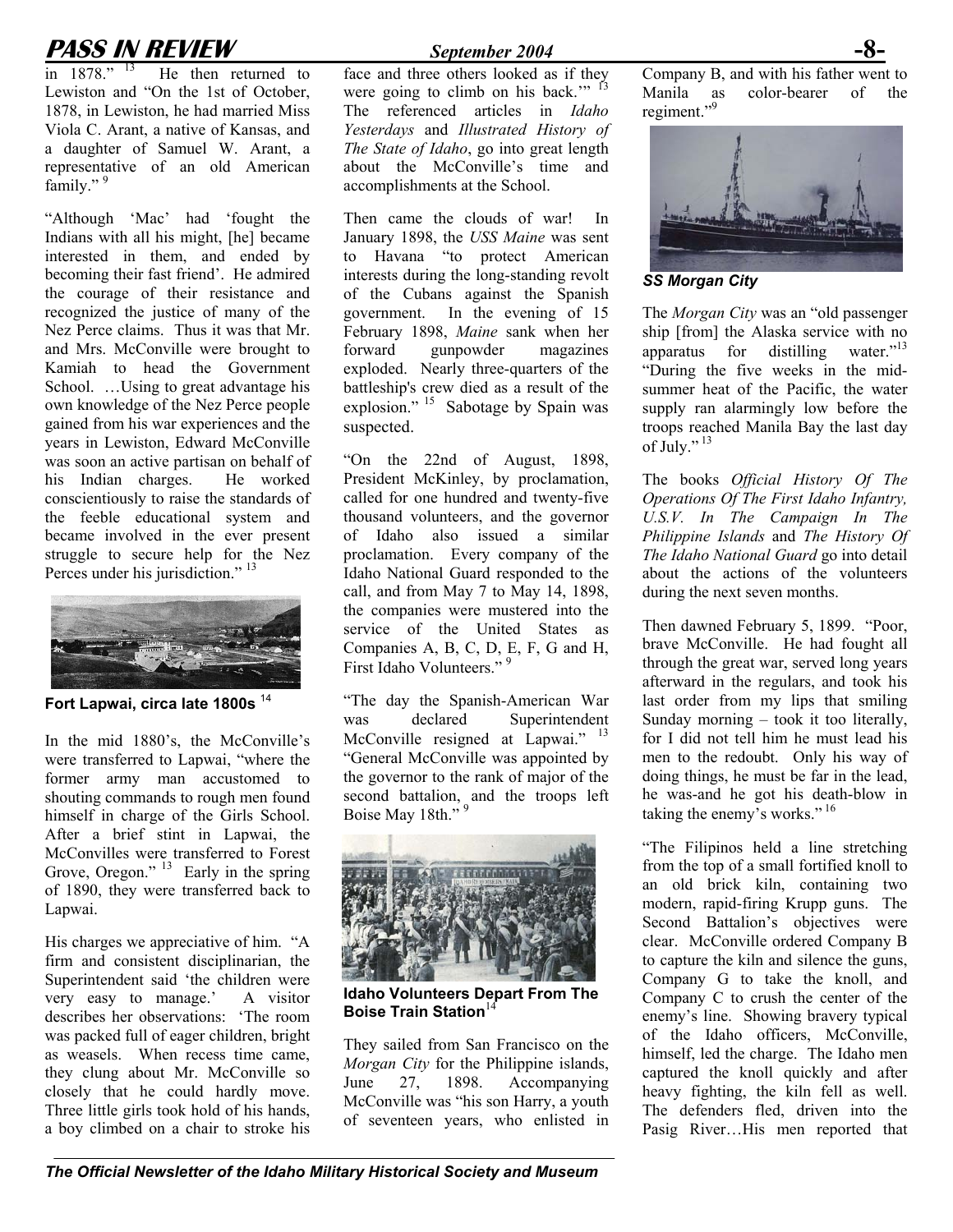in 1878."[13] He then returned to Lewiston and "On the 1st of October, 1878, in Lewiston, he had married Miss Viola C. Arant, a native of Kansas, and a daughter of Samuel W. Arant, a representative of an old American family."[9]

"Although 'Mac' had 'fought the Indians with all his might, [he] became interested in them, and ended by becoming their fast friend'. He admired the courage of their resistance and recognized the justice of many of the Nez Perce claims. Thus it was that Mr. and Mrs. McConville were brought to Kamiah to head the Government School. …Using to great advantage his own knowledge of the Nez Perce people gained from his war experiences and the years in Lewiston, Edward McConville was soon an active partisan on behalf of his Indian charges. He worked conscientiously to raise the standards of the feeble educational system and became involved in the ever present struggle to secure help for the Nez Perces under his jurisdiction."[13]

**Fort Lapwai, circa late 1800s**[14]

In the mid 1880's, the McConville's were transferred to Lapwai, "where the former army man accustomed to shouting commands to rough men found himself in charge of the Girls School. After a brief stint in Lapwai, the McConvilles were transferred to Forest Grove, Oregon."[13] Early in the spring of 1890, they were transferred back to Lapwai.

His charges we appreciative of him. "A firm and consistent disciplinarian, the Superintendent said 'the children were very easy to manage.' A visitor describes her observations: 'The room was packed full of eager children, bright as weasels. When recess time came, they clung about Mr. McConville so closely that he could hardly move. Three little girls took hold of his hands, a boy climbed on a chair to stroke his face and three others looked as if they were going to climb on his back.'"[13] The referenced articles in *Idaho Yesterdays* and *Illustrated History of The State of Idaho*, go into great length about the McConville's time and accomplishments at the School.

Then came the clouds of war! In January 1898, the *USS Maine* was sent to Havana "to protect American interests during the long-standing revolt of the Cubans against the Spanish government. In the evening of 15 February 1898, *Maine* sank when her forward gunpowder magazines exploded. Nearly three-quarters of the battleship's crew died as a result of the explosion."[15] Sabotage by Spain was suspected.

"On the 22nd of August, 1898, President McKinley, by proclamation, called for one hundred and twenty-five thousand volunteers, and the governor of Idaho also issued a similar proclamation. Every company of the Idaho National Guard responded to the call, and from May 7 to May 14, 1898, the companies were mustered into the service of the United States as Companies A, B, C, D, E, F, G and H, First Idaho Volunteers."[9]

"The day the Spanish-American War was declared Superintendent McConville resigned at Lapwai."[13] "General McConville was appointed by the governor to the rank of major of the second battalion, and the troops left Boise May 18th."[9]

**Idaho Volunteers Depart From The Boise Train Station**[14]

They sailed from San Francisco on the *Morgan City* for the Philippine islands, June 27, 1898. Accompanying McConville was "his son Harry, a youth of seventeen years, who enlisted in Company B, and with his father went to Manila as color-bearer of the regiment."[9]

***SS Morgan City***

The *Morgan City* was an "old passenger ship [from] the Alaska service with no apparatus for distilling water."[13] "During the five weeks in the mid-summer heat of the Pacific, the water supply ran alarmingly low before the troops reached Manila Bay the last day of July."[13]

The books *Official History Of The Operations Of The First Idaho Infantry, U.S.V. In The Campaign In The Philippine Islands* and *The History Of The Idaho National Guard* go into detail about the actions of the volunteers during the next seven months.

Then dawned February 5, 1899. "Poor, brave McConville. He had fought all through the great war, served long years afterward in the regulars, and took his last order from my lips that smiling Sunday morning – took it too literally, for I did not tell him he must lead his men to the redoubt. Only his way of doing things, he must be far in the lead, he was-and he got his death-blow in taking the enemy's works."[16]

"The Filipinos held a line stretching from the top of a small fortified knoll to an old brick kiln, containing two modern, rapid-firing Krupp guns. The Second Battalion's objectives were clear. McConville ordered Company B to capture the kiln and silence the guns, Company G to take the knoll, and Company C to crush the center of the enemy's line. Showing bravery typical of the Idaho officers, McConville, himself, led the charge. The Idaho men captured the knoll quickly and after heavy fighting, the kiln fell as well. The defenders fled, driven into the Pasig River…His men reported that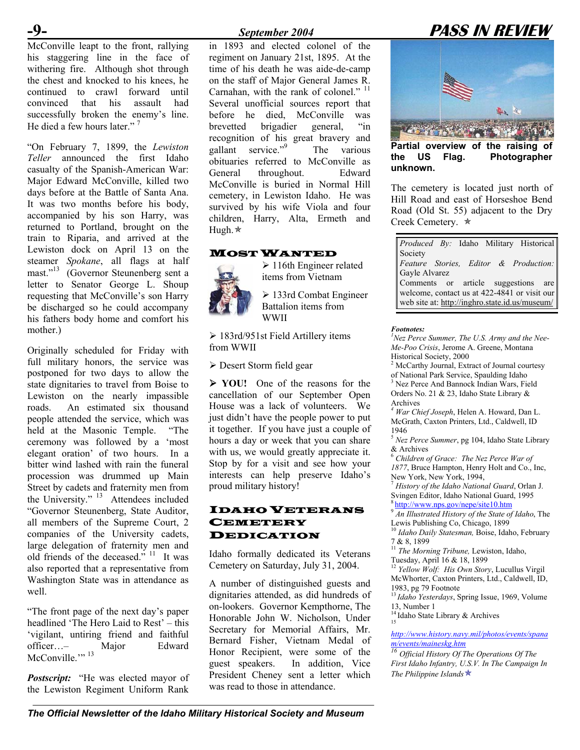McConville leapt to the front, rallying his staggering line in the face of withering fire. Although shot through the chest and knocked to his knees, he continued to crawl forward until convinced that his assault had successfully broken the enemy's line. He died a few hours later."[7]

"On February 7, 1899, the *Lewiston Teller* announced the first Idaho casualty of the Spanish-American War: Major Edward McConville, killed two days before at the Battle of Santa Ana. It was two months before his body, accompanied by his son Harry, was returned to Portland, brought on the train to Riparia, and arrived at the Lewiston dock on April 13 on the steamer *Spokane*, all flags at half mast."[13] (Governor Steunenberg sent a letter to Senator George L. Shoup requesting that McConville's son Harry be discharged so he could accompany his fathers body home and comfort his mother.)

Originally scheduled for Friday with full military honors, the service was postponed for two days to allow the state dignitaries to travel from Boise to Lewiston on the nearly impassible roads. An estimated six thousand people attended the service, which was held at the Masonic Temple. "The ceremony was followed by a 'most elegant oration' of two hours. In a bitter wind lashed with rain the funeral procession was drummed up Main Street by cadets and fraternity men from the University."[13] Attendees included "Governor Steunenberg, State Auditor, all members of the Supreme Court, 2 companies of the University cadets, large delegation of fraternity men and old friends of the deceased."[11] It was also reported that a representative from Washington State was in attendance as well.

"The front page of the next day's paper headlined 'The Hero Laid to Rest' – this 'vigilant, untiring friend and faithful officer…– Major Edward McConville.'"[13]

***Postscript:*** "He was elected mayor of the Lewiston Regiment Uniform Rank in 1893 and elected colonel of the regiment on January 21st, 1895. At the time of his death he was aide-de-camp on the staff of Major General James R. Carnahan, with the rank of colonel."[11] Several unofficial sources report that before he died, McConville was brevetted brigadier general, "in recognition of his great bravery and gallant service."[9] The various obituaries referred to McConville as General throughout. Edward McConville is buried in Normal Hill cemetery, in Lewiston Idaho. He was survived by his wife Viola and four children, Harry, Alta, Ermeth and Hugh.

## Most Wanted

- 116th Engineer related items from Vietnam
- 133rd Combat Engineer Battalion items from WWII
- 183rd/951st Field Artillery items from WWII
- Desert Storm field gear
- **YOU!** One of the reasons for the cancellation of our September Open House was a lack of volunteers. We just didn't have the people power to put it together. If you have just a couple of hours a day or week that you can share with us, we would greatly appreciate it. Stop by for a visit and see how your interests can help preserve Idaho's proud military history!

## Idaho Veterans Cemetery Dedication

Idaho formally dedicated its Veterans Cemetery on Saturday, July 31, 2004.

A number of distinguished guests and dignitaries attended, as did hundreds of on-lookers. Governor Kempthorne, The Honorable John W. Nicholson, Under Secretary for Memorial Affairs, Mr. Bernard Fisher, Vietnam Medal of Honor Recipient, were some of the guest speakers. In addition, Vice President Cheney sent a letter which was read to those in attendance.

**Partial overview of the raising of the US Flag. Photographer unknown.**

The cemetery is located just north of Hill Road and east of Horseshoe Bend Road (Old St. 55) adjacent to the Dry Creek Cemetery.

*Produced By:* Idaho Military Historical Society
*Feature Stories, Editor & Production:* Gayle Alvarez
Comments or article suggestions are welcome, contact us at 422-4841 or visit our web site at: http://inghro.state.id.us/museum/

***Footnotes:***

[1] *Nez Perce Summer, The U.S. Army and the Nee-Me-Poo Crisis*, Jerome A. Greene, Montana Historical Society, 2000
[2] McCarthy Journal, Extract of Journal courtesy of National Park Service, Spaulding Idaho
[3] Nez Perce And Bannock Indian Wars, Field Orders No. 21 & 23, Idaho State Library & Archives
[4] *War Chief Joseph*, Helen A. Howard, Dan L. McGrath, Caxton Printers, Ltd., Caldwell, ID 1946
[5] *Nez Perce Summer*, pg 104, Idaho State Library & Archives
[6] *Children of Grace: The Nez Perce War of 1877*, Bruce Hampton, Henry Holt and Co., Inc, New York, New York, 1994,
[7] *History of the Idaho National Guard*, Orlan J. Svingen Editor, Idaho National Guard, 1995
[8] http://www.nps.gov/nepe/site10.htm
[9] *An Illustrated History of the State of Idaho*, The Lewis Publishing Co, Chicago, 1899
[10] *Idaho Daily Statesman,* Boise, Idaho, February 7 & 8, 1899
[11] *The Morning Tribune,* Lewiston, Idaho, Tuesday, April 16 & 18, 1899
[12] *Yellow Wolf: His Own Story*, Lucullus Virgil McWhorter, Caxton Printers, Ltd., Caldwell, ID, 1983, pg 79 Footnote
[13] *Idaho Yesterdays*, Spring Issue, 1969, Volume 13, Number 1
[14] Idaho State Library & Archives
[15] http://www.history.navy.mil/photos/events/spanam/events/maineskg.htm
[16] *Official History Of The Operations Of The First Idaho Infantry, U.S.V. In The Campaign In The Philippine Islands*

*The Official Newsletter of the Idaho Military Historical Society and Museum*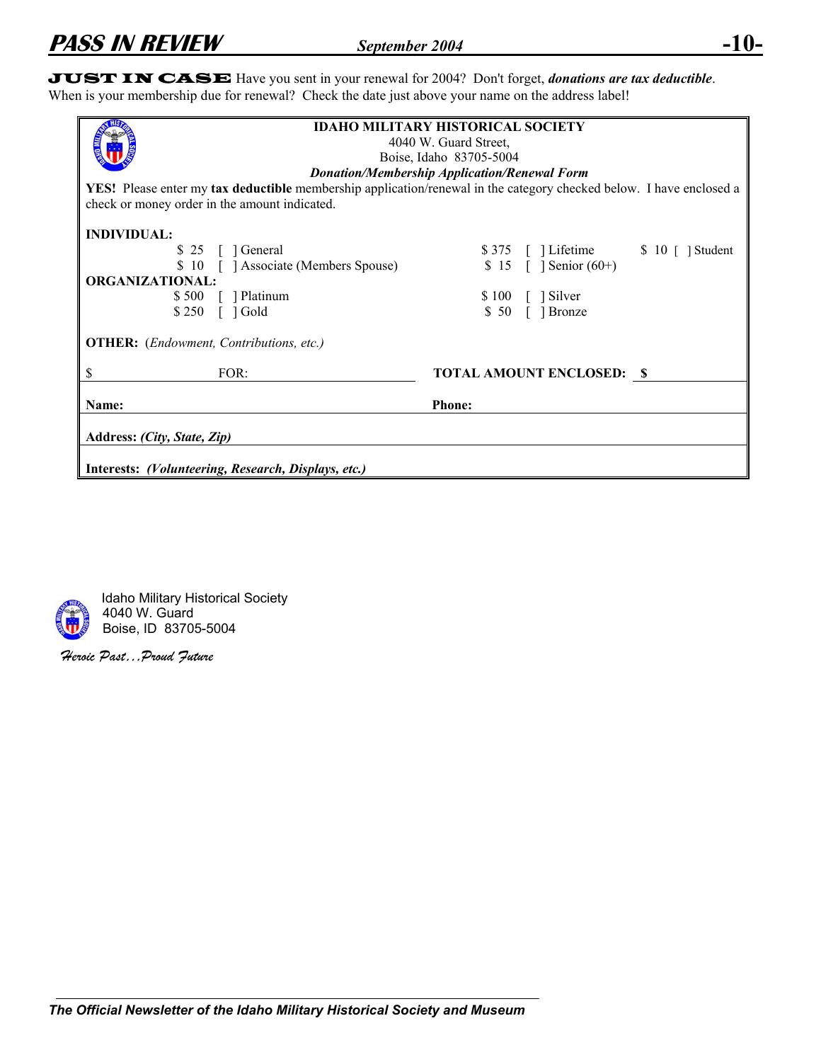**JUST IN CASE** Have you sent in your renewal for 2004? Don't forget, ***donations are tax deductible***. When is your membership due for renewal? Check the date just above your name on the address label!

**IDAHO MILITARY HISTORICAL SOCIETY**
4040 W. Guard Street,
Boise, Idaho 83705-5004
***Donation/Membership Application/Renewal Form***

**YES!** Please enter my **tax deductible** membership application/renewal in the category checked below. I have enclosed a check or money order in the amount indicated.

**INDIVIDUAL:**

| | | |
|---|---|---|
| $ 25 [ ] General | $ 375 [ ] Lifetime | $ 10 [ ] Student |
| $ 10 [ ] Associate (Members Spouse) | $ 15 [ ] Senior (60+) | |

**ORGANIZATIONAL:**

| | |
|---|---|
| $ 500 [ ] Platinum | $ 100 [ ] Silver |
| $ 250 [ ] Gold | $ 50 [ ] Bronze |

**OTHER:** (*Endowment, Contributions, etc.)*

$ ____________ FOR: ____________ **TOTAL AMOUNT ENCLOSED: $** ____________

**Name:** ____________ **Phone:** ____________

**Address: *(City, State, Zip)*** ____________

**Interests: *(Volunteering, Research, Displays, etc.)*** ____________

Idaho Military Historical Society
4040 W. Guard
Boise, ID 83705-5004

*Heroic Past…Proud Future*

***The Official Newsletter of the Idaho Military Historical Society and Museum***